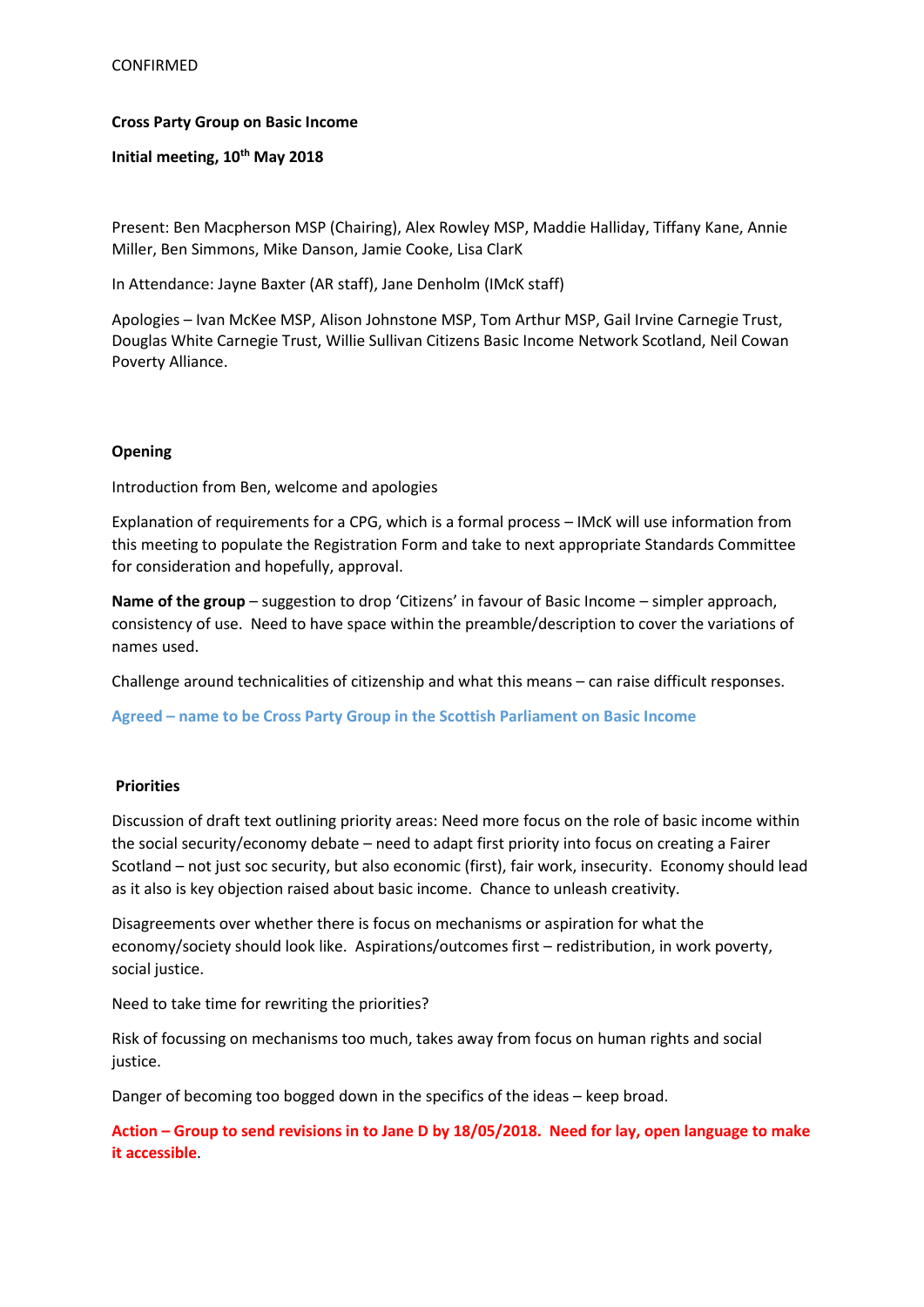CONFIRMED

**Cross Party Group on Basic Income**

**Initial meeting, 10th May 2018**

Present: Ben Macpherson MSP (Chairing), Alex Rowley MSP, Maddie Halliday, Tiffany Kane, Annie Miller, Ben Simmons, Mike Danson, Jamie Cooke, Lisa ClarK

In Attendance: Jayne Baxter (AR staff), Jane Denholm (IMcK staff)

Apologies – Ivan McKee MSP, Alison Johnstone MSP, Tom Arthur MSP, Gail Irvine Carnegie Trust, Douglas White Carnegie Trust, Willie Sullivan Citizens Basic Income Network Scotland, Neil Cowan Poverty Alliance.

**Opening**

Introduction from Ben, welcome and apologies

Explanation of requirements for a CPG, which is a formal process – IMcK will use information from this meeting to populate the Registration Form and take to next appropriate Standards Committee for consideration and hopefully, approval.

**Name of the group** – suggestion to drop 'Citizens' in favour of Basic Income – simpler approach, consistency of use. Need to have space within the preamble/description to cover the variations of names used.

Challenge around technicalities of citizenship and what this means – can raise difficult responses.

**Agreed – name to be Cross Party Group in the Scottish Parliament on Basic Income**

**Priorities**

Discussion of draft text outlining priority areas: Need more focus on the role of basic income within the social security/economy debate – need to adapt first priority into focus on creating a Fairer Scotland – not just soc security, but also economic (first), fair work, insecurity. Economy should lead as it also is key objection raised about basic income. Chance to unleash creativity.

Disagreements over whether there is focus on mechanisms or aspiration for what the economy/society should look like. Aspirations/outcomes first – redistribution, in work poverty, social justice.

Need to take time for rewriting the priorities?

Risk of focussing on mechanisms too much, takes away from focus on human rights and social justice.

Danger of becoming too bogged down in the specifics of the ideas – keep broad.

**Action – Group to send revisions in to Jane D by 18/05/2018. Need for lay, open language to make it accessible**.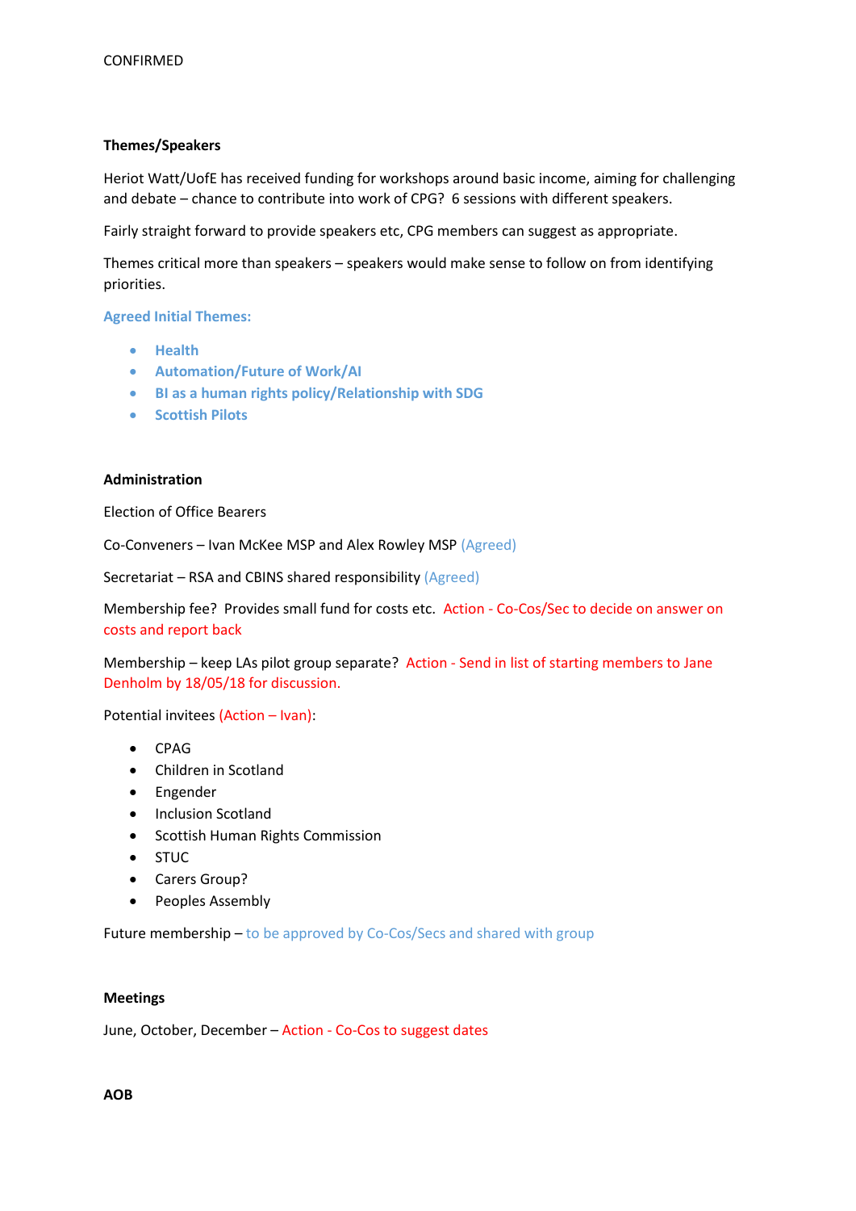CONFIRMED

**Themes/Speakers**

Heriot Watt/UofE has received funding for workshops around basic income, aiming for challenging and debate – chance to contribute into work of CPG? 6 sessions with different speakers.

Fairly straight forward to provide speakers etc, CPG members can suggest as appropriate.

Themes critical more than speakers – speakers would make sense to follow on from identifying priorities.

**Agreed Initial Themes:**

- **Health**
- **Automation/Future of Work/AI**
- **BI as a human rights policy/Relationship with SDG**
- **Scottish Pilots**

**Administration**

Election of Office Bearers

Co-Conveners – Ivan McKee MSP and Alex Rowley MSP (Agreed)

Secretariat – RSA and CBINS shared responsibility (Agreed)

Membership fee? Provides small fund for costs etc. Action - Co-Cos/Sec to decide on answer on costs and report back

Membership – keep LAs pilot group separate? Action - Send in list of starting members to Jane Denholm by 18/05/18 for discussion.

Potential invitees (Action – Ivan):

- CPAG
- Children in Scotland
- Engender
- Inclusion Scotland
- Scottish Human Rights Commission
- STUC
- Carers Group?
- Peoples Assembly

Future membership – to be approved by Co-Cos/Secs and shared with group

**Meetings**

June, October, December – Action - Co-Cos to suggest dates

**AOB**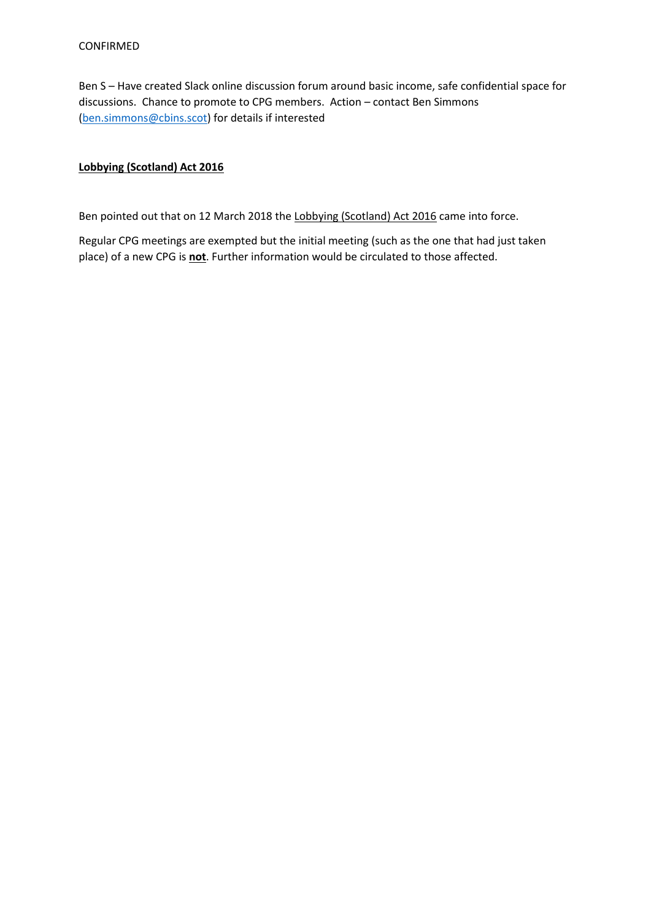CONFIRMED

Ben S – Have created Slack online discussion forum around basic income, safe confidential space for discussions. Chance to promote to CPG members. Action – contact Ben Simmons (ben.simmons@cbins.scot) for details if interested

**Lobbying (Scotland) Act 2016**

Ben pointed out that on 12 March 2018 the Lobbying (Scotland) Act 2016 came into force.

Regular CPG meetings are exempted but the initial meeting (such as the one that had just taken place) of a new CPG is **not**. Further information would be circulated to those affected.